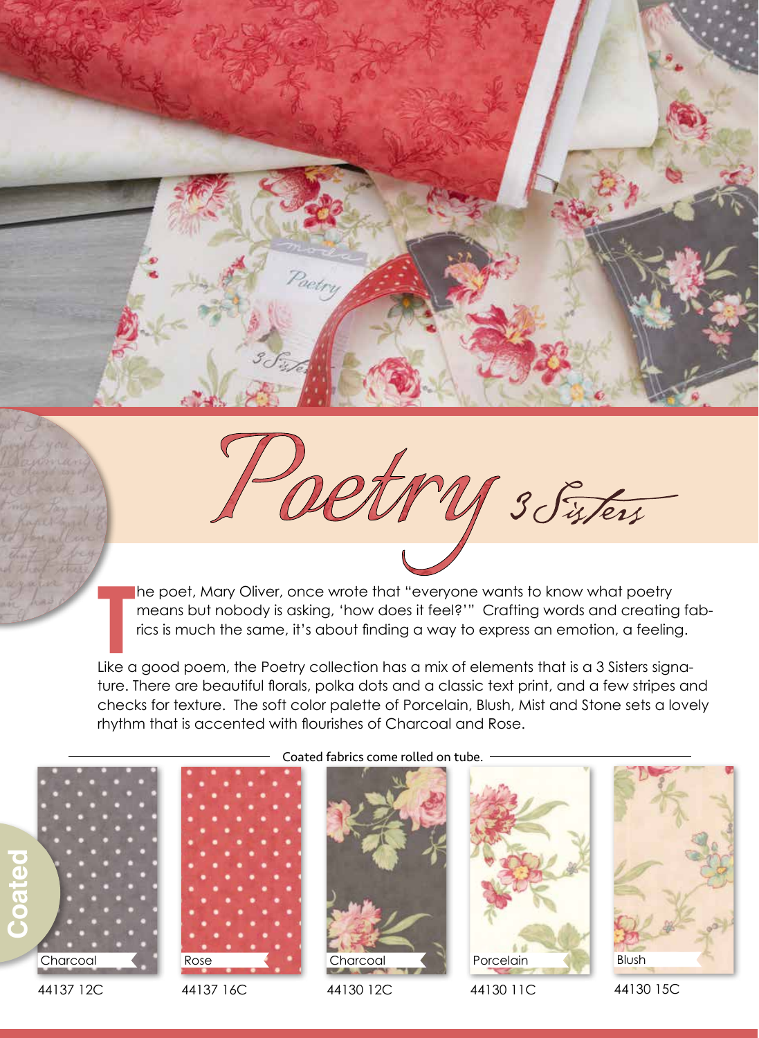# Poetry 3 Sisters

The poet, Mary Oliver, once wrote that "everyone wants to know what poetry means but nobody is asking, 'how does it feel?'" Crafting words and creating fabrics is much the same, it's about finding a way to express an emotion, a feeling.

Like a good poem, the Poetry collection has a mix of elements that is a 3 Sisters signature. There are beautiful florals, polka dots and a classic text print, and a few stripes and checks for texture. The soft color palette of Porcelain, Blush, Mist and Stone sets a lovely rhythm that is accented with flourishes of Charcoal and Rose.

## Coated

Coated fabrics come rolled on tube.

| Charcoal | Rose | Charcoal | Porcelain | Blush |
|---|---|---|---|---|
| 44137 12C | 44137 16C | 44130 12C | 44130 11C | 44130 15C |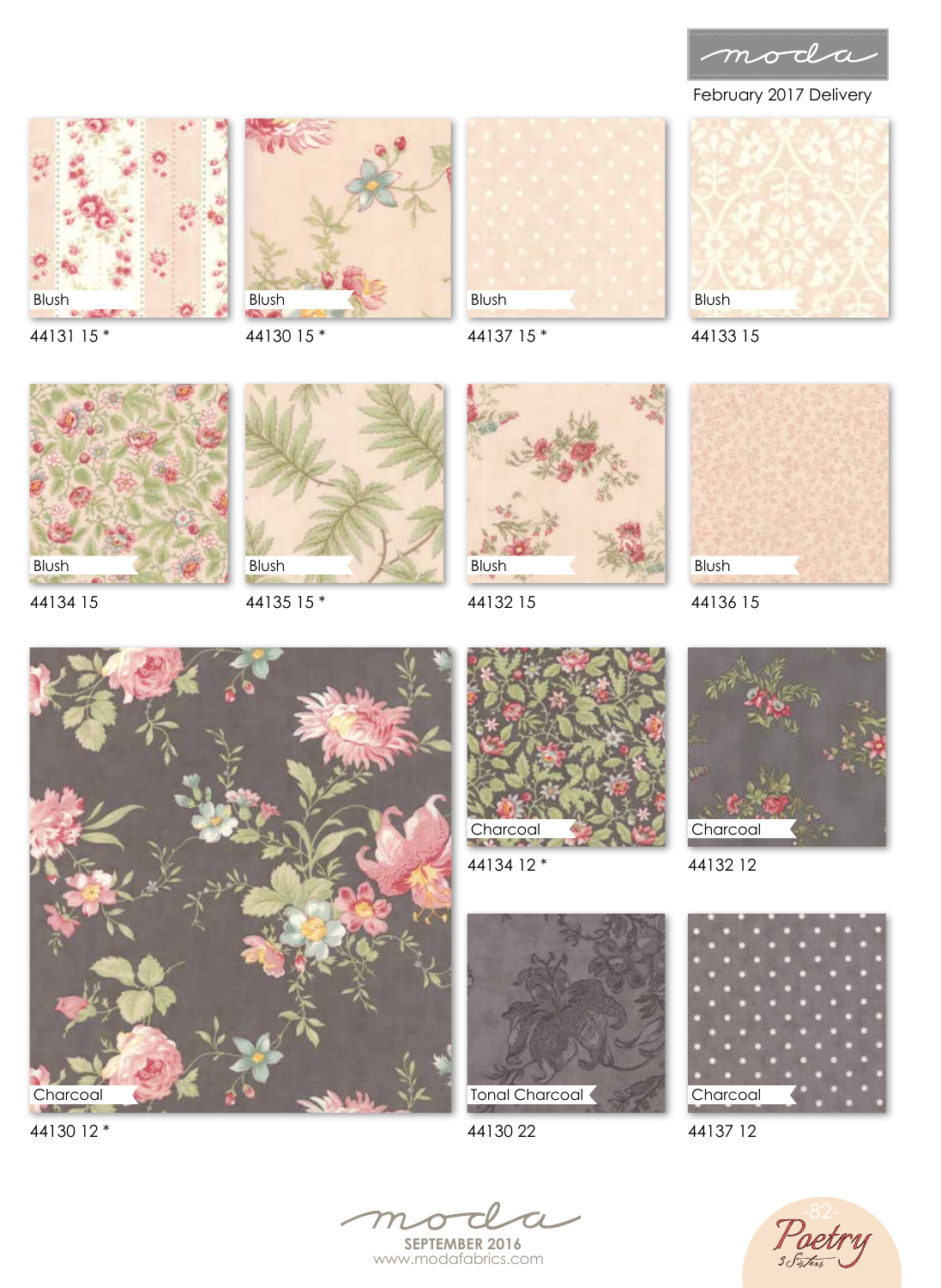moda

February 2017 Delivery

Blush
44131 15 *

Blush
44130 15 *

Blush
44137 15 *

Blush
44133 15

Blush
44134 15

Blush
44135 15 *

Blush
44132 15

Blush
44136 15

Charcoal
44130 12 *

Charcoal
44134 12 *

Charcoal
44132 12

Tonal Charcoal
44130 22

Charcoal
44137 12

moda
SEPTEMBER 2016
www.modafabrics.com

Poetry
3 Sisters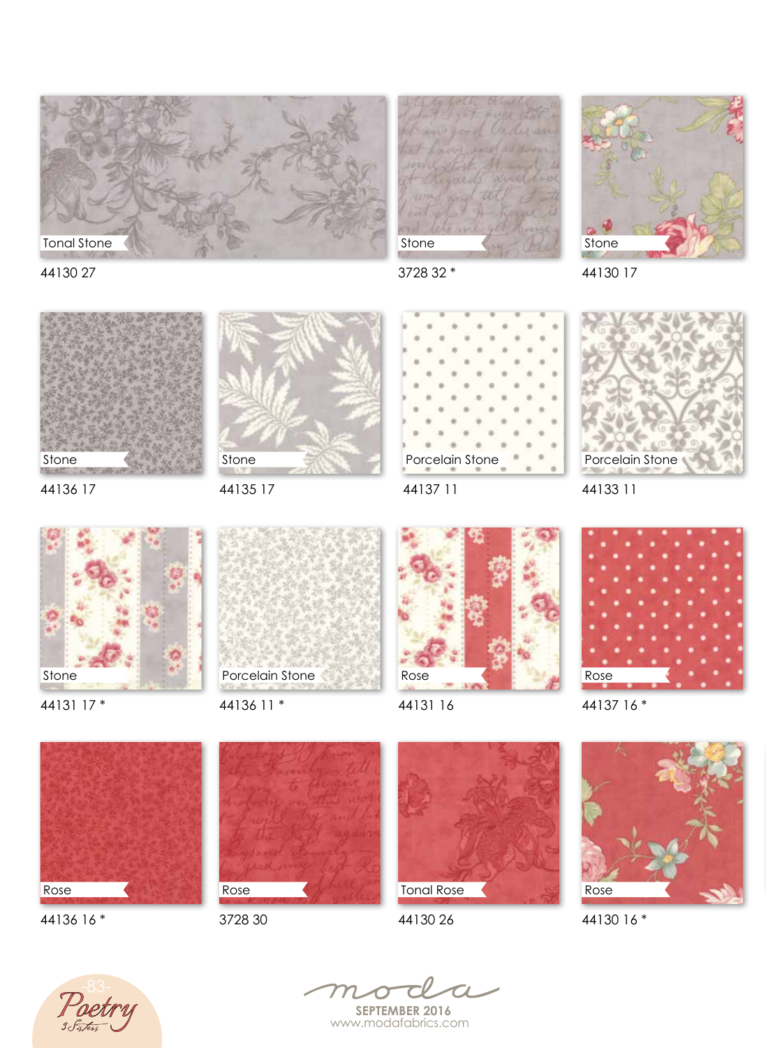Tonal Stone
44130 27

Stone
3728 32 *

Stone
44130 17

Stone
44136 17

Stone
44135 17

Porcelain Stone
44137 11

Porcelain Stone
44133 11

Stone
44131 17 *

Porcelain Stone
44136 11 *

Rose
44131 16

Rose
44137 16 *

Rose
44136 16 *

Rose
3728 30

Tonal Rose
44130 26

Rose
44130 16 *

Poetry
3 Sisters

moda
SEPTEMBER 2016
www.modafabrics.com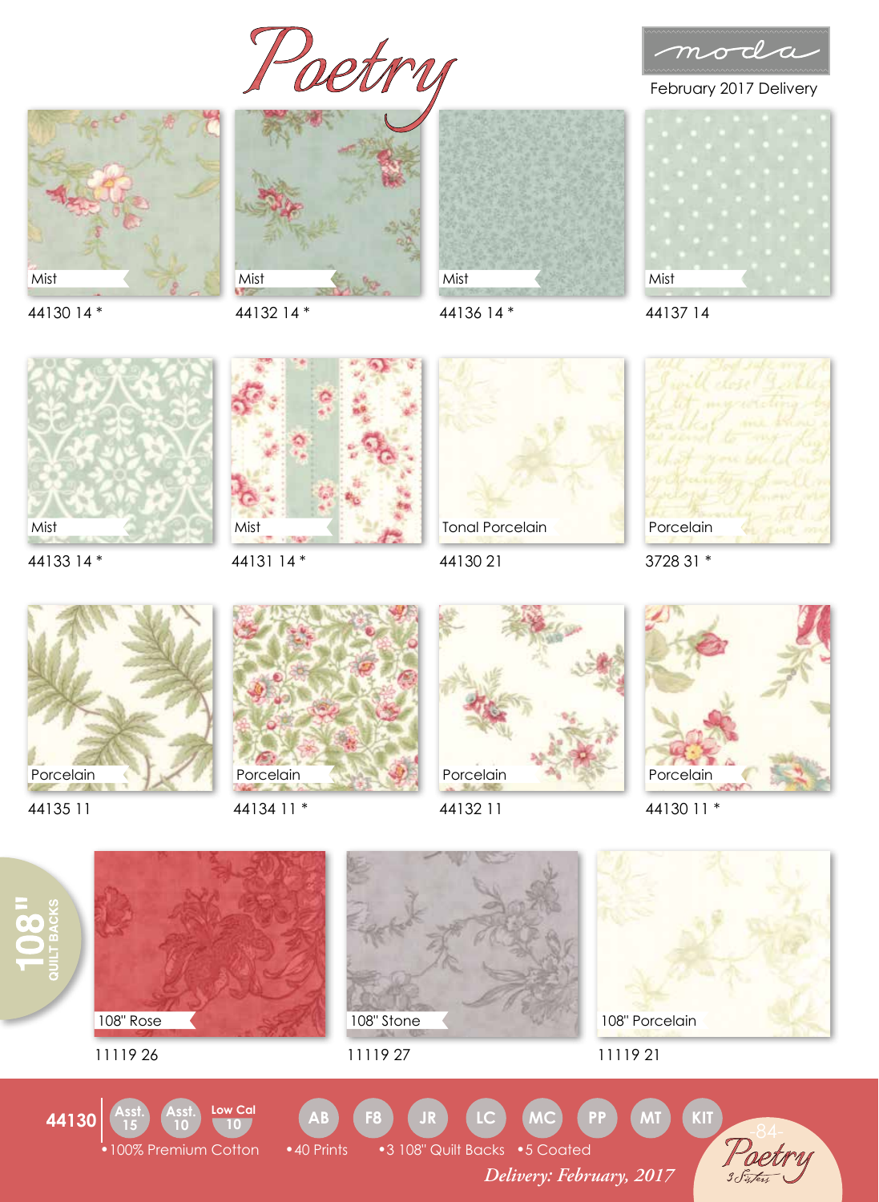# Poetry

moda

February 2017 Delivery

| Color | Number |
|---|---|
| Mist | 44130 14 * |
| Mist | 44132 14 * |
| Mist | 44136 14 * |
| Mist | 44137 14 |
| Mist | 44133 14 * |
| Mist | 44131 14 * |
| Tonal Porcelain | 44130 21 |
| Porcelain | 3728 31 * |
| Porcelain | 44135 11 |
| Porcelain | 44134 11 * |
| Porcelain | 44132 11 |
| Porcelain | 44130 11 * |

## 108" QUILT BACKS

| Color | Number |
|---|---|
| 108" Rose | 11119 26 |
| 108" Stone | 11119 27 |
| 108" Porcelain | 11119 21 |

**44130** Asst. 15 | Asst. 10 | Low Cal 10 | AB | F8 | JR | LC | MC | PP | MT | KIT

- 100% Premium Cotton
- 40 Prints
- 3 108" Quilt Backs
- 5 Coated

*Delivery: February, 2017*

Poetry 3 Sisters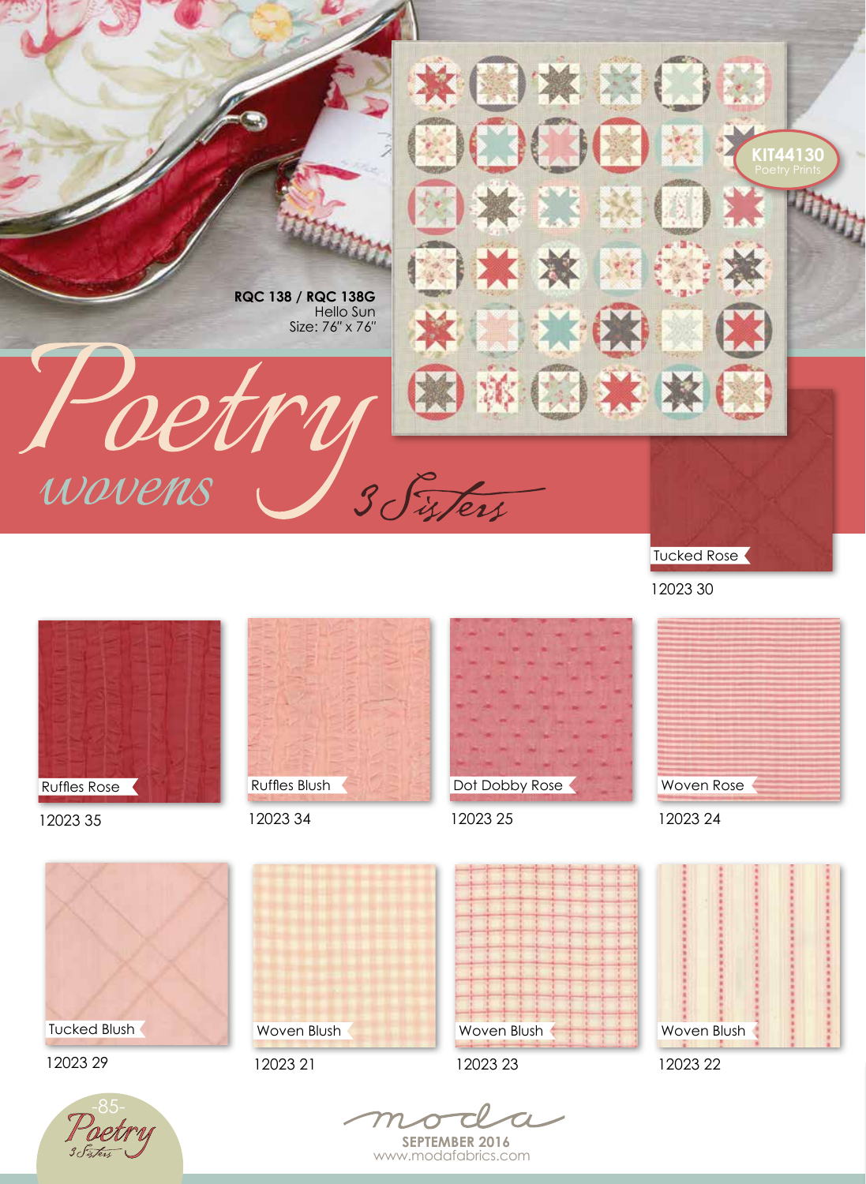# Poetry

## wovens

3 Sisters

**RQC 138 / RQC 138G**
Hello Sun
Size: 76" x 76"

**KIT44130**
Poetry Prints

Tucked Rose
12023 30

Ruffles Rose
12023 35

Ruffles Blush
12023 34

Dot Dobby Rose
12023 25

Woven Rose
12023 24

Tucked Blush
12023 29

Woven Blush
12023 21

Woven Blush
12023 23

Woven Blush
12023 22

moda
**SEPTEMBER 2016**
www.modafabrics.com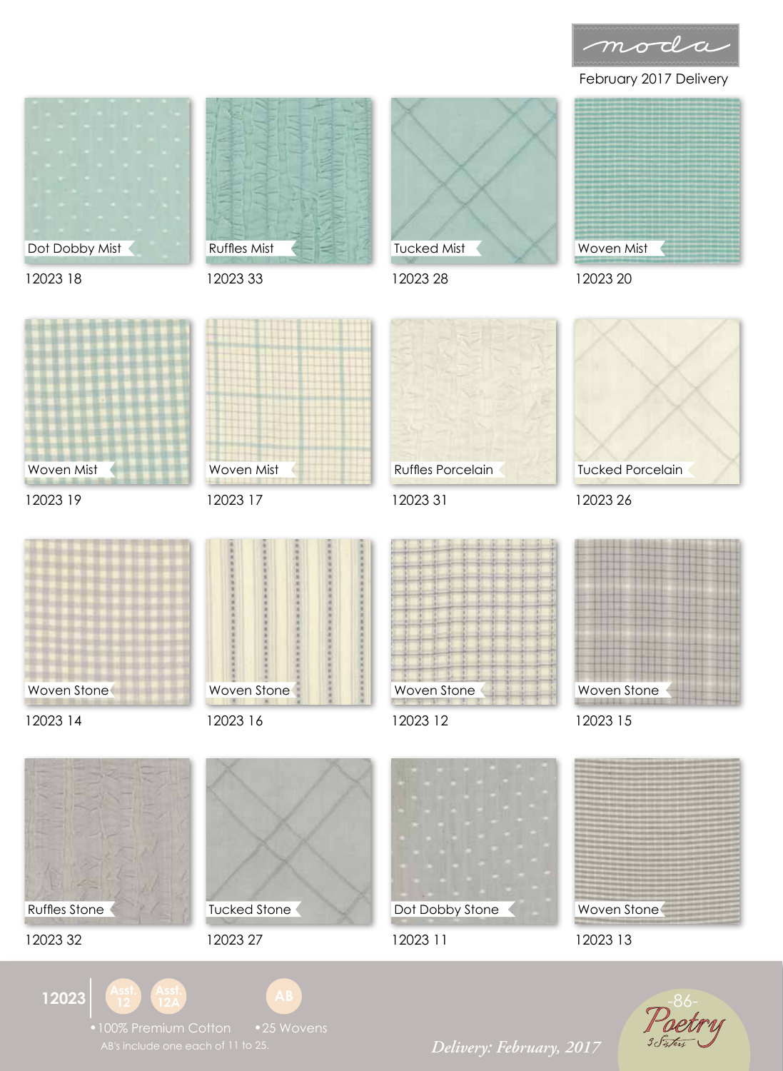moda

February 2017 Delivery

Dot Dobby Mist
12023 18

Ruffles Mist
12023 33

Tucked Mist
12023 28

Woven Mist
12023 20

Woven Mist
12023 19

Woven Mist
12023 17

Ruffles Porcelain
12023 31

Tucked Porcelain
12023 26

Woven Stone
12023 14

Woven Stone
12023 16

Woven Stone
12023 12

Woven Stone
12023 15

Ruffles Stone
12023 32

Tucked Stone
12023 27

Dot Dobby Stone
12023 11

Woven Stone
12023 13

**12023** | Asst. 12 | Asst. 12A | AB

- 100% Premium Cotton
- 25 Wovens

AB's include one each of 11 to 25.

*Delivery: February, 2017*

Poetry
3 Sisters